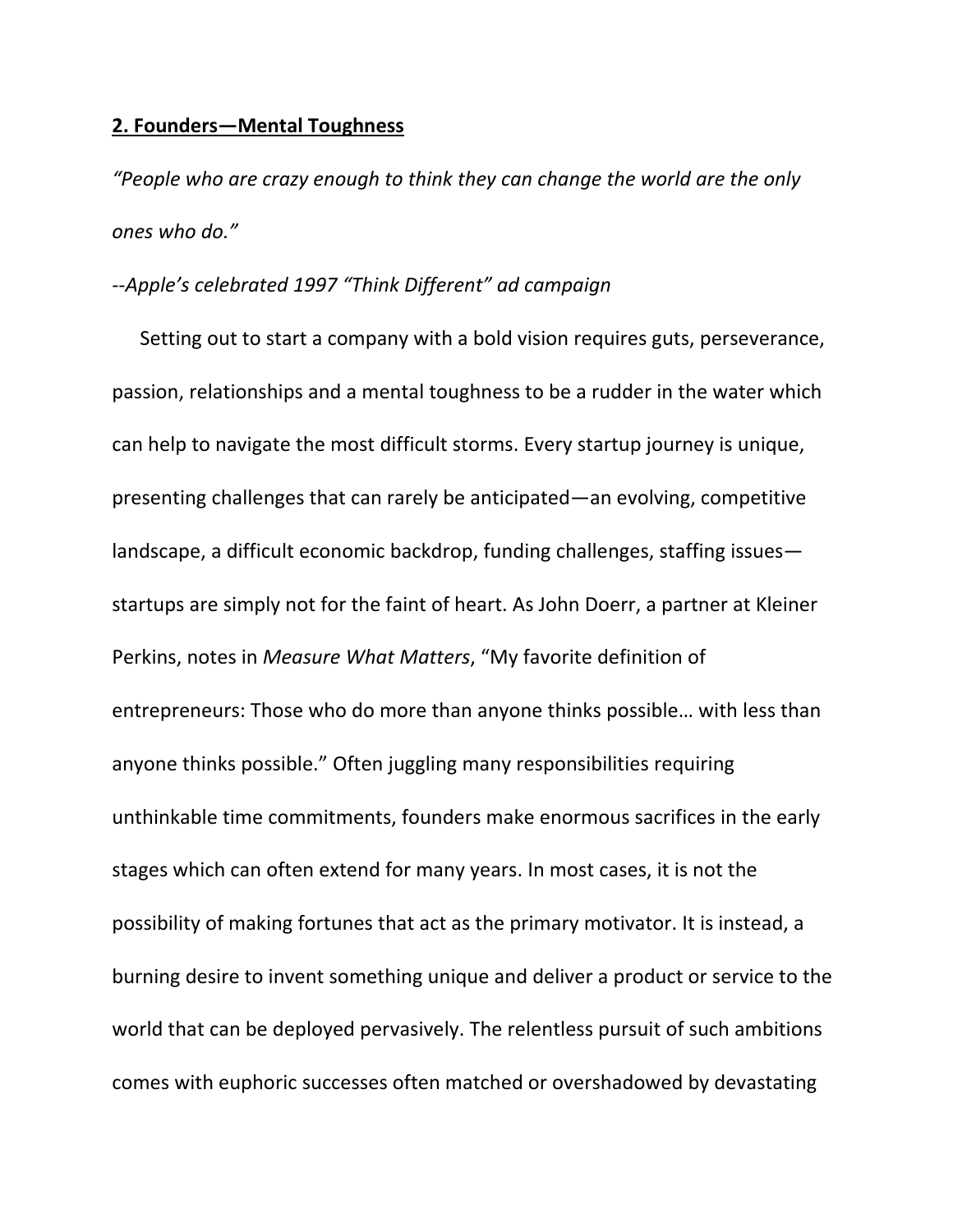## **2. Founders—Mental Toughness**

*"People who are crazy enough to think they can change the world are the only ones who do."*

*--Apple's celebrated 1997 "Think Different" ad campaign*

Setting out to start a company with a bold vision requires guts, perseverance, passion, relationships and a mental toughness to be a rudder in the water which can help to navigate the most difficult storms. Every startup journey is unique, presenting challenges that can rarely be anticipated—an evolving, competitive landscape, a difficult economic backdrop, funding challenges, staffing issues—startups are simply not for the faint of heart. As John Doerr, a partner at Kleiner Perkins, notes in *Measure What Matters*, "My favorite definition of entrepreneurs: Those who do more than anyone thinks possible… with less than anyone thinks possible." Often juggling many responsibilities requiring unthinkable time commitments, founders make enormous sacrifices in the early stages which can often extend for many years. In most cases, it is not the possibility of making fortunes that act as the primary motivator. It is instead, a burning desire to invent something unique and deliver a product or service to the world that can be deployed pervasively. The relentless pursuit of such ambitions comes with euphoric successes often matched or overshadowed by devastating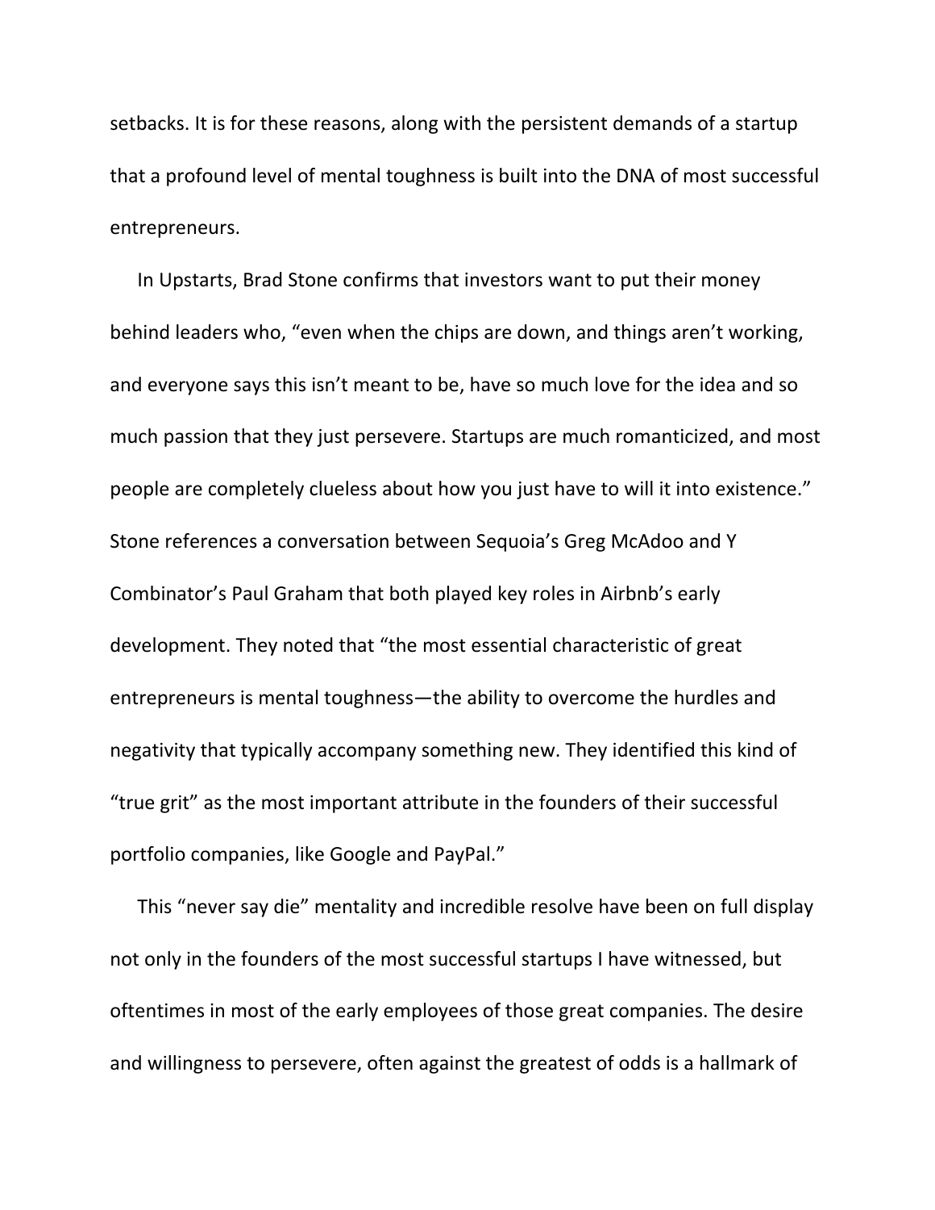setbacks. It is for these reasons, along with the persistent demands of a startup that a profound level of mental toughness is built into the DNA of most successful entrepreneurs.

In Upstarts, Brad Stone confirms that investors want to put their money behind leaders who, "even when the chips are down, and things aren't working, and everyone says this isn't meant to be, have so much love for the idea and so much passion that they just persevere. Startups are much romanticized, and most people are completely clueless about how you just have to will it into existence." Stone references a conversation between Sequoia's Greg McAdoo and Y Combinator's Paul Graham that both played key roles in Airbnb's early development. They noted that "the most essential characteristic of great entrepreneurs is mental toughness—the ability to overcome the hurdles and negativity that typically accompany something new. They identified this kind of "true grit" as the most important attribute in the founders of their successful portfolio companies, like Google and PayPal."

This "never say die" mentality and incredible resolve have been on full display not only in the founders of the most successful startups I have witnessed, but oftentimes in most of the early employees of those great companies. The desire and willingness to persevere, often against the greatest of odds is a hallmark of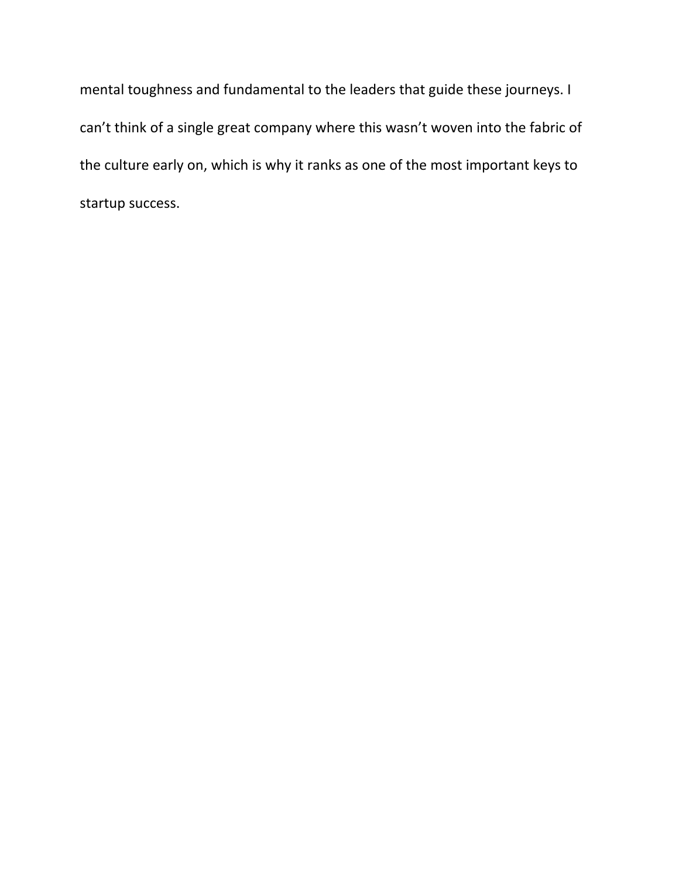mental toughness and fundamental to the leaders that guide these journeys. I can’t think of a single great company where this wasn’t woven into the fabric of the culture early on, which is why it ranks as one of the most important keys to startup success.